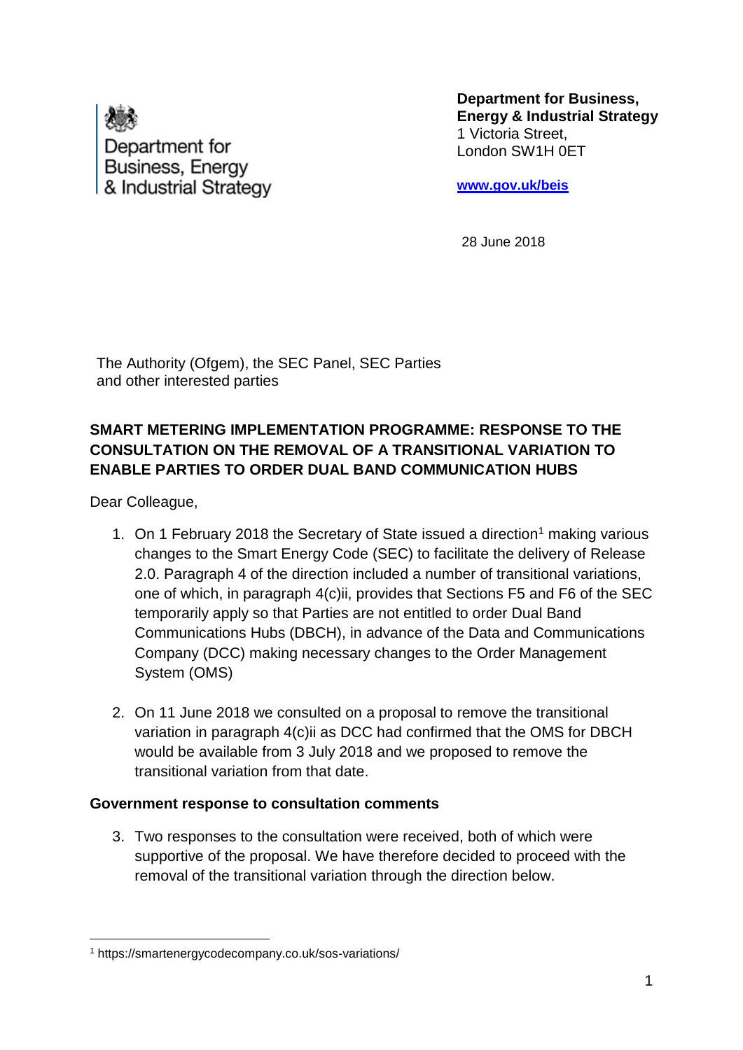Department for Business, Energy & Industrial Strategy

**Department for Business, Energy & Industrial Strategy**
1 Victoria Street,
London SW1H 0ET

**www.gov.uk/beis**

28 June 2018

The Authority (Ofgem), the SEC Panel, SEC Parties and other interested parties

**SMART METERING IMPLEMENTATION PROGRAMME: RESPONSE TO THE CONSULTATION ON THE REMOVAL OF A TRANSITIONAL VARIATION TO ENABLE PARTIES TO ORDER DUAL BAND COMMUNICATION HUBS**

Dear Colleague,

1. On 1 February 2018 the Secretary of State issued a direction[1] making various changes to the Smart Energy Code (SEC) to facilitate the delivery of Release 2.0. Paragraph 4 of the direction included a number of transitional variations, one of which, in paragraph 4(c)ii, provides that Sections F5 and F6 of the SEC temporarily apply so that Parties are not entitled to order Dual Band Communications Hubs (DBCH), in advance of the Data and Communications Company (DCC) making necessary changes to the Order Management System (OMS)

2. On 11 June 2018 we consulted on a proposal to remove the transitional variation in paragraph 4(c)ii as DCC had confirmed that the OMS for DBCH would be available from 3 July 2018 and we proposed to remove the transitional variation from that date.

**Government response to consultation comments**

3. Two responses to the consultation were received, both of which were supportive of the proposal. We have therefore decided to proceed with the removal of the transitional variation through the direction below.

[1] https://smartenergycodecompany.co.uk/sos-variations/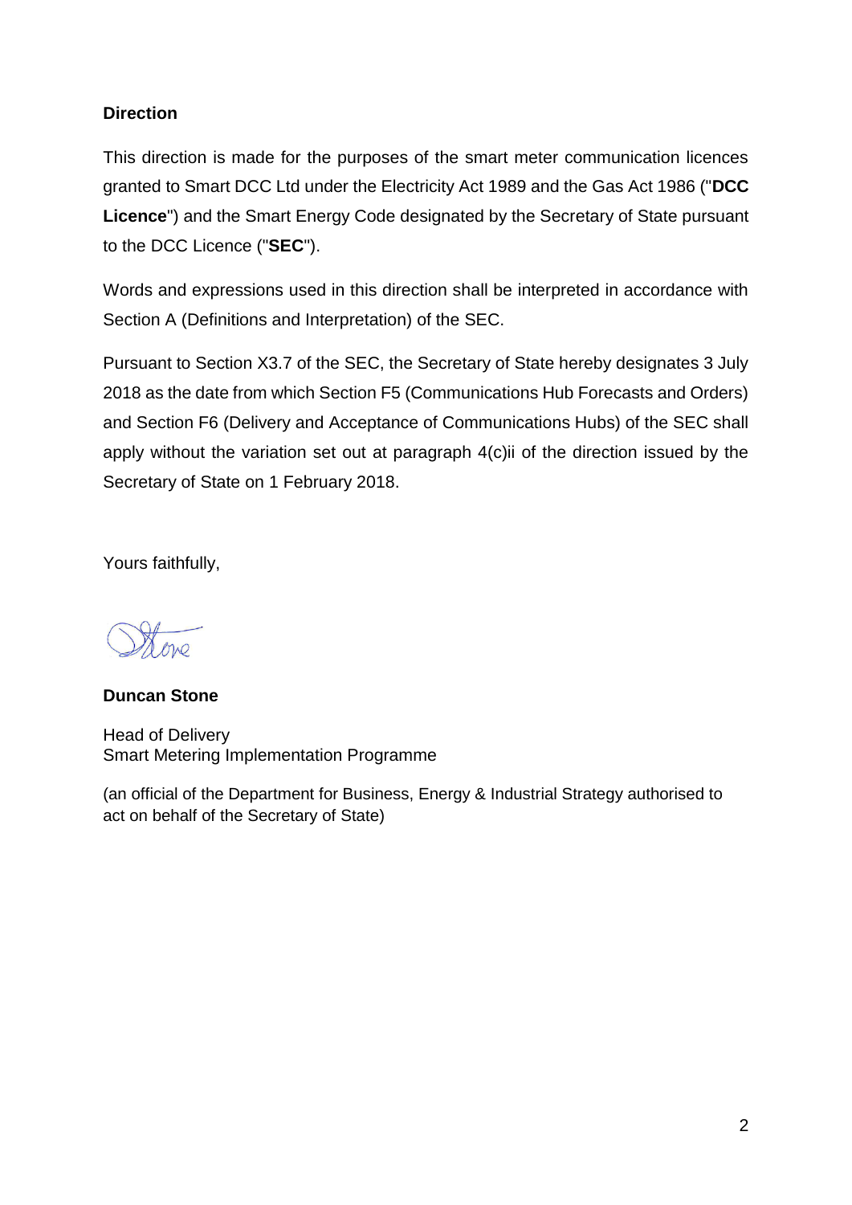**Direction**

This direction is made for the purposes of the smart meter communication licences granted to Smart DCC Ltd under the Electricity Act 1989 and the Gas Act 1986 ("**DCC Licence**") and the Smart Energy Code designated by the Secretary of State pursuant to the DCC Licence ("**SEC**").

Words and expressions used in this direction shall be interpreted in accordance with Section A (Definitions and Interpretation) of the SEC.

Pursuant to Section X3.7 of the SEC, the Secretary of State hereby designates 3 July 2018 as the date from which Section F5 (Communications Hub Forecasts and Orders) and Section F6 (Delivery and Acceptance of Communications Hubs) of the SEC shall apply without the variation set out at paragraph 4(c)ii of the direction issued by the Secretary of State on 1 February 2018.

Yours faithfully,

**Duncan Stone**

Head of Delivery
Smart Metering Implementation Programme

(an official of the Department for Business, Energy & Industrial Strategy authorised to act on behalf of the Secretary of State)